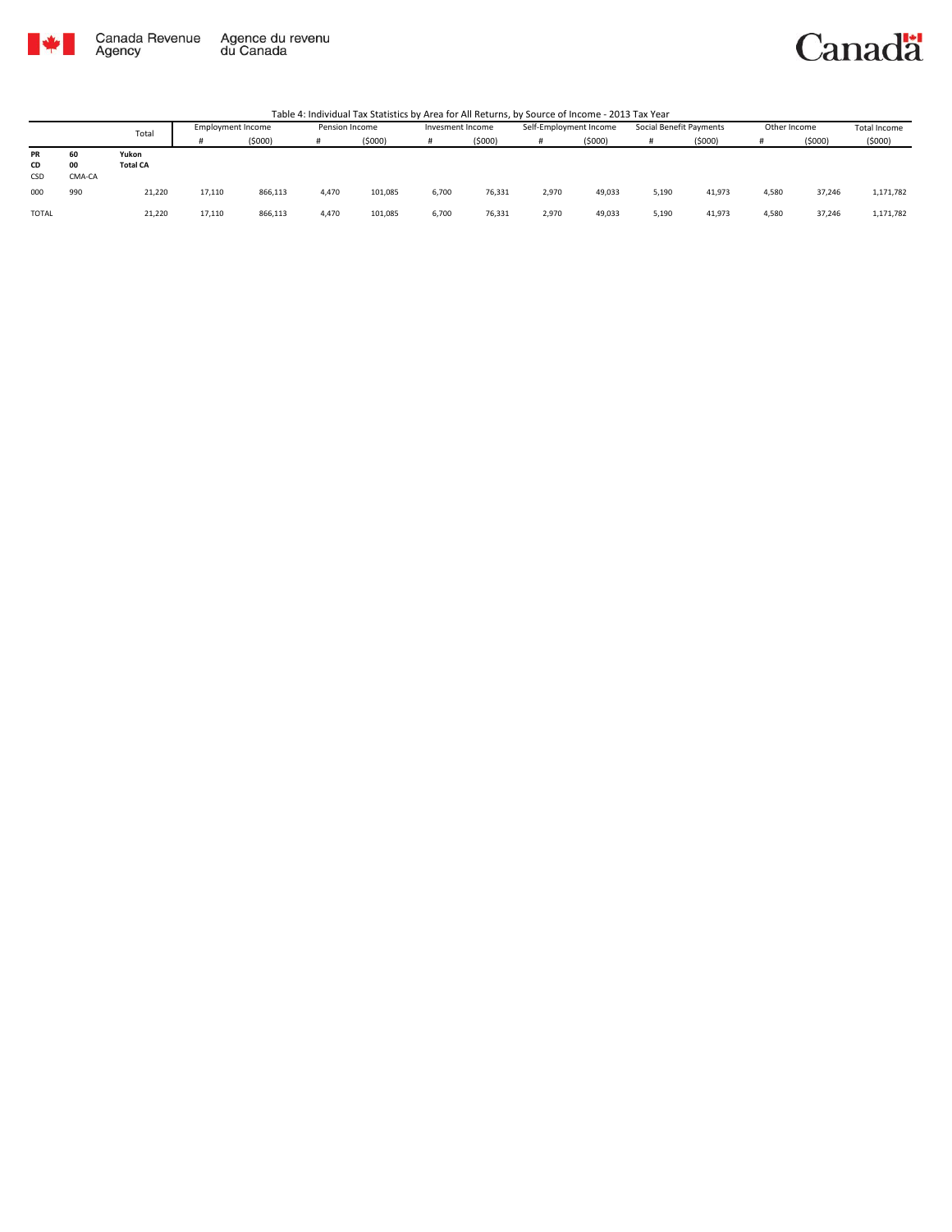Canada Revenue Agency | Agence du revenu du Canada

Table 4: Individual Tax Statistics by Area for All Returns, by Source of Income - 2013 Tax Year

| | | Total | Employment Income | | Pension Income | | Invesment Income | | Self-Employment Income | | Social Benefit Payments | | Other Income | | Total Income |
|---|---|---|---|---|---|---|---|---|---|---|---|---|---|---|---|
| | | | # | ($000) | # | ($000) | # | ($000) | # | ($000) | # | ($000) | # | ($000) | ($000) |
| **PR** | **60** | **Yukon** | | | | | | | | | | | | | |
| **CD** | **00** | **Total CA** | | | | | | | | | | | | | |
| CSD | CMA-CA | | | | | | | | | | | | | | |
| 000 | 990 | 21,220 | 17,110 | 866,113 | 4,470 | 101,085 | 6,700 | 76,331 | 2,970 | 49,033 | 5,190 | 41,973 | 4,580 | 37,246 | 1,171,782 |
| TOTAL | | 21,220 | 17,110 | 866,113 | 4,470 | 101,085 | 6,700 | 76,331 | 2,970 | 49,033 | 5,190 | 41,973 | 4,580 | 37,246 | 1,171,782 |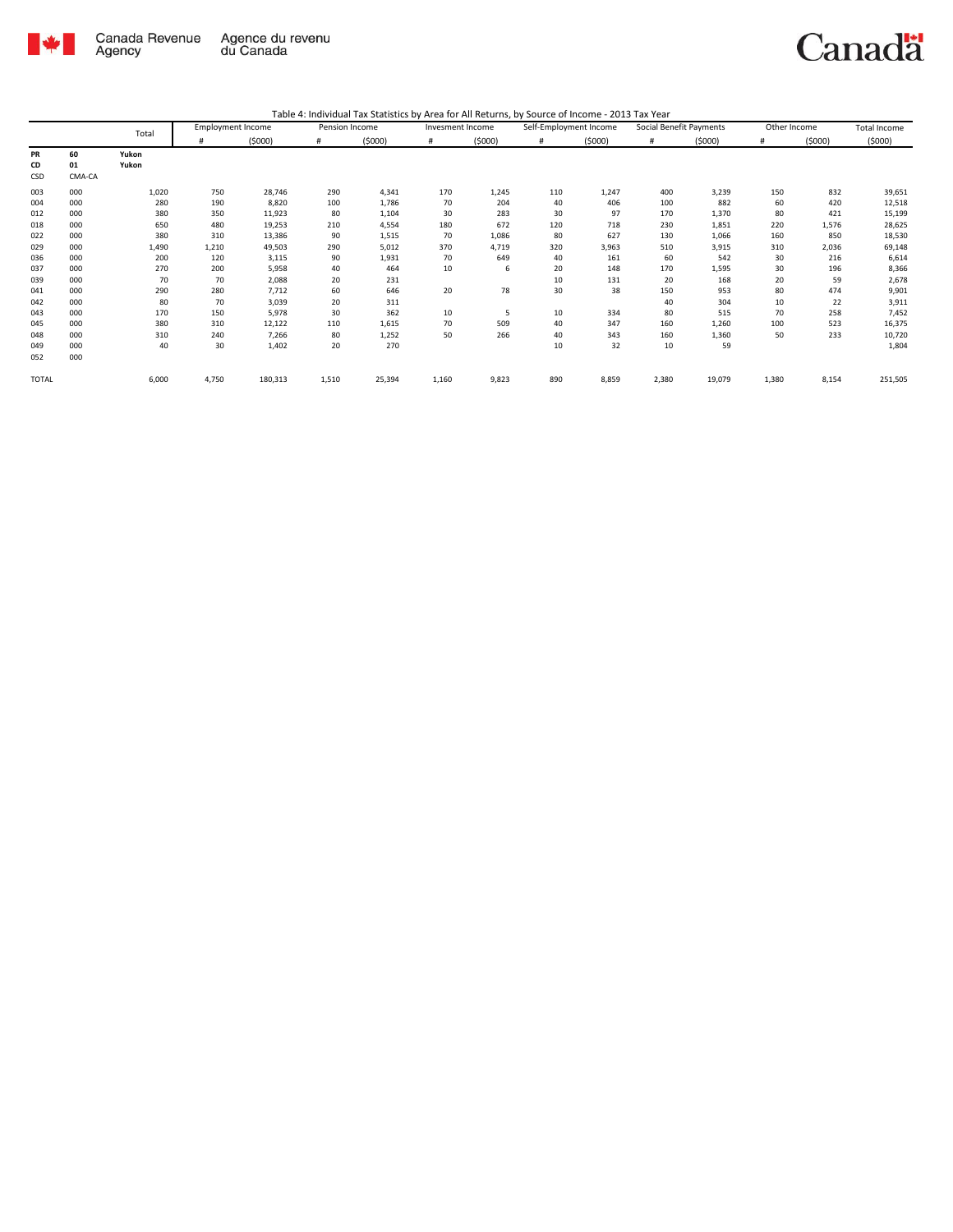Table 4: Individual Tax Statistics by Area for All Returns, by Source of Income - 2013 Tax Year

| | | Total | Employment Income | | Pension Income | | Invesment Income | | Self-Employment Income | | Social Benefit Payments | | Other Income | | Total Income |
|---|---|---|---|---|---|---|---|---|---|---|---|---|---|---|---|
| | | | # | ($000) | # | ($000) | # | ($000) | # | ($000) | # | ($000) | # | ($000) | ($000) |
| **PR** | **60** | **Yukon** | | | | | | | | | | | | | |
| **CD** | **01** | **Yukon** | | | | | | | | | | | | | |
| CSD | CMA-CA | | | | | | | | | | | | | | |
| 003 | 000 | 1,020 | 750 | 28,746 | 290 | 4,341 | 170 | 1,245 | 110 | 1,247 | 400 | 3,239 | 150 | 832 | 39,651 |
| 004 | 000 | 280 | 190 | 8,820 | 100 | 1,786 | 70 | 204 | 40 | 406 | 100 | 882 | 60 | 420 | 12,518 |
| 012 | 000 | 380 | 350 | 11,923 | 80 | 1,104 | 30 | 283 | 30 | 97 | 170 | 1,370 | 80 | 421 | 15,199 |
| 018 | 000 | 650 | 480 | 19,253 | 210 | 4,554 | 180 | 672 | 120 | 718 | 230 | 1,851 | 220 | 1,576 | 28,625 |
| 022 | 000 | 380 | 310 | 13,386 | 90 | 1,515 | 70 | 1,086 | 80 | 627 | 130 | 1,066 | 160 | 850 | 18,530 |
| 029 | 000 | 1,490 | 1,210 | 49,503 | 290 | 5,012 | 370 | 4,719 | 320 | 3,963 | 510 | 3,915 | 310 | 2,036 | 69,148 |
| 036 | 000 | 200 | 120 | 3,115 | 90 | 1,931 | 70 | 649 | 40 | 161 | 60 | 542 | 30 | 216 | 6,614 |
| 037 | 000 | 270 | 200 | 5,958 | 40 | 464 | 10 | 6 | 20 | 148 | 170 | 1,595 | 30 | 196 | 8,366 |
| 039 | 000 | 70 | 70 | 2,088 | 20 | 231 | | | 10 | 131 | 20 | 168 | 20 | 59 | 2,678 |
| 041 | 000 | 290 | 280 | 7,712 | 60 | 646 | 20 | 78 | 30 | 38 | 150 | 953 | 80 | 474 | 9,901 |
| 042 | 000 | 80 | 70 | 3,039 | 20 | 311 | | | | | 40 | 304 | 10 | 22 | 3,911 |
| 043 | 000 | 170 | 150 | 5,978 | 30 | 362 | 10 | 5 | 10 | 334 | 80 | 515 | 70 | 258 | 7,452 |
| 045 | 000 | 380 | 310 | 12,122 | 110 | 1,615 | 70 | 509 | 40 | 347 | 160 | 1,260 | 100 | 523 | 16,375 |
| 048 | 000 | 310 | 240 | 7,266 | 80 | 1,252 | 50 | 266 | 40 | 343 | 160 | 1,360 | 50 | 233 | 10,720 |
| 049 | 000 | 40 | 30 | 1,402 | 20 | 270 | | | 10 | 32 | 10 | 59 | | | 1,804 |
| 052 | 000 | | | | | | | | | | | | | | |
| TOTAL | | 6,000 | 4,750 | 180,313 | 1,510 | 25,394 | 1,160 | 9,823 | 890 | 8,859 | 2,380 | 19,079 | 1,380 | 8,154 | 251,505 |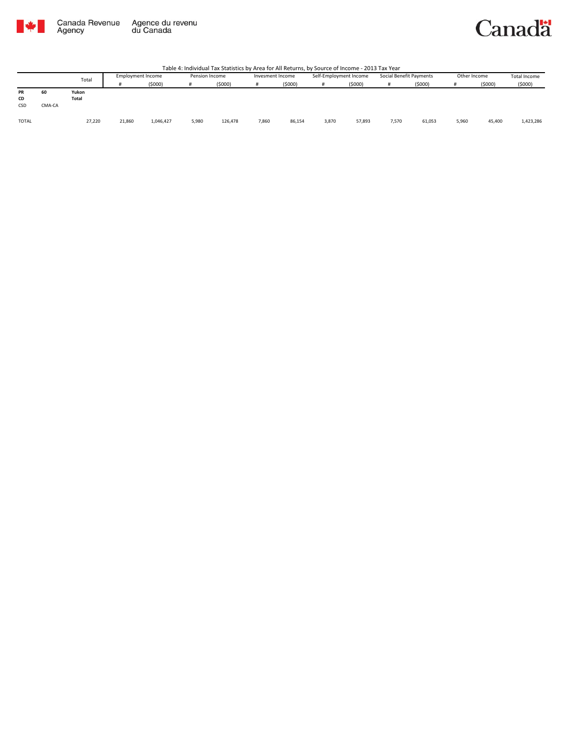Table 4: Individual Tax Statistics by Area for All Returns, by Source of Income - 2013 Tax Year

| | | Total | Employment Income | | Pension Income | | Invesment Income | | Self-Employment Income | | Social Benefit Payments | | Other Income | | Total Income |
|---|---|---|---|---|---|---|---|---|---|---|---|---|---|---|---|
| | | | # | ($000) | # | ($000) | # | ($000) | # | ($000) | # | ($000) | # | ($000) | ($000) |
| **PR** | **60** | **Yukon** | | | | | | | | | | | | | |
| **CD** | | **Total** | | | | | | | | | | | | | |
| CSD | CMA-CA | | | | | | | | | | | | | | |
| TOTAL | | 27,220 | 21,860 | 1,046,427 | 5,980 | 126,478 | 7,860 | 86,154 | 3,870 | 57,893 | 7,570 | 61,053 | 5,960 | 45,400 | 1,423,286 |